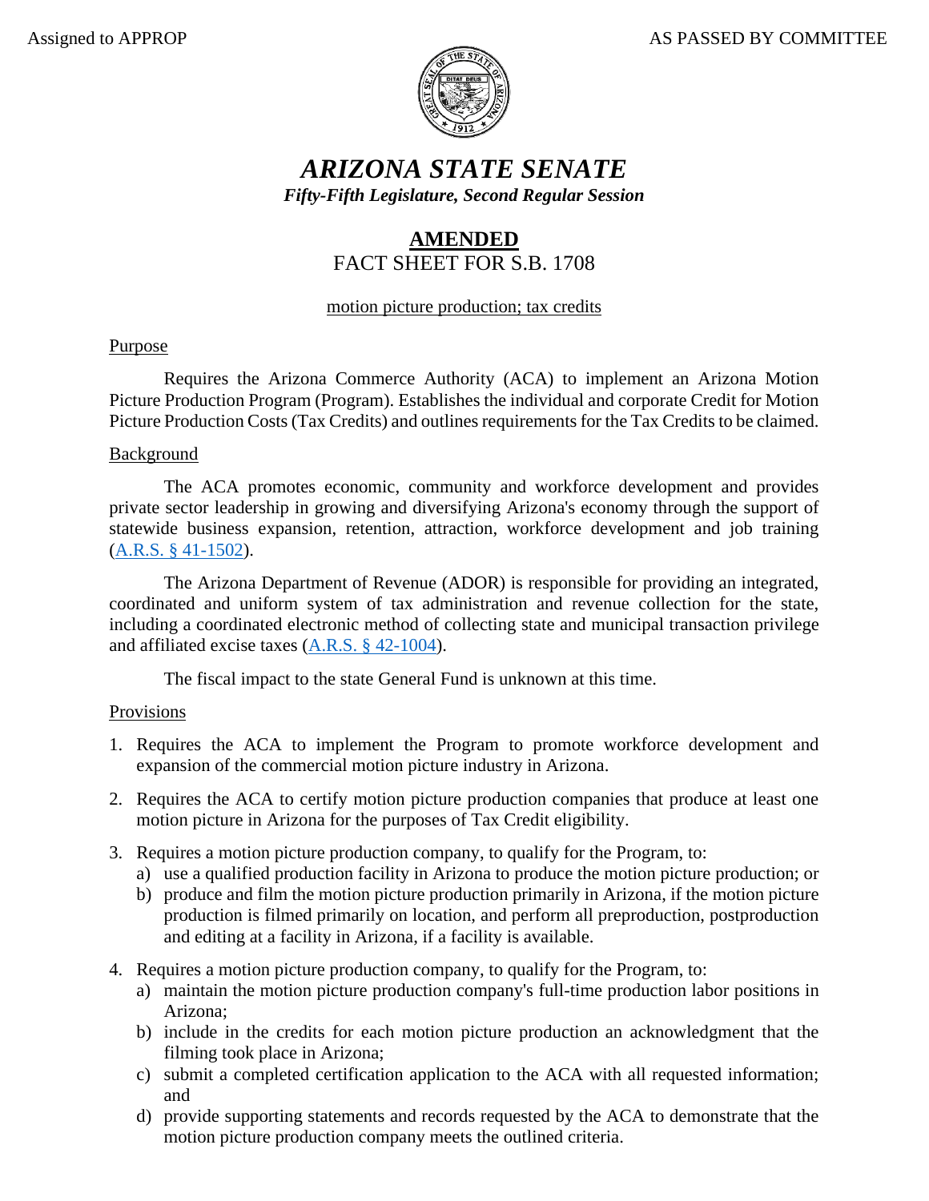Assigned to APPROP AS PASSED BY COMMITTEE

# *ARIZONA STATE SENATE*

***Fifty-Fifth Legislature, Second Regular Session***

## **AMENDED**

## FACT SHEET FOR S.B. 1708

motion picture production; tax credits

### Purpose

Requires the Arizona Commerce Authority (ACA) to implement an Arizona Motion Picture Production Program (Program). Establishes the individual and corporate Credit for Motion Picture Production Costs (Tax Credits) and outlines requirements for the Tax Credits to be claimed.

### Background

The ACA promotes economic, community and workforce development and provides private sector leadership in growing and diversifying Arizona's economy through the support of statewide business expansion, retention, attraction, workforce development and job training (A.R.S. § 41-1502).

The Arizona Department of Revenue (ADOR) is responsible for providing an integrated, coordinated and uniform system of tax administration and revenue collection for the state, including a coordinated electronic method of collecting state and municipal transaction privilege and affiliated excise taxes (A.R.S. § 42-1004).

The fiscal impact to the state General Fund is unknown at this time.

### Provisions

1. Requires the ACA to implement the Program to promote workforce development and expansion of the commercial motion picture industry in Arizona.

2. Requires the ACA to certify motion picture production companies that produce at least one motion picture in Arizona for the purposes of Tax Credit eligibility.

3. Requires a motion picture production company, to qualify for the Program, to:
   a) use a qualified production facility in Arizona to produce the motion picture production; or
   b) produce and film the motion picture production primarily in Arizona, if the motion picture production is filmed primarily on location, and perform all preproduction, postproduction and editing at a facility in Arizona, if a facility is available.

4. Requires a motion picture production company, to qualify for the Program, to:
   a) maintain the motion picture production company's full-time production labor positions in Arizona;
   b) include in the credits for each motion picture production an acknowledgment that the filming took place in Arizona;
   c) submit a completed certification application to the ACA with all requested information; and
   d) provide supporting statements and records requested by the ACA to demonstrate that the motion picture production company meets the outlined criteria.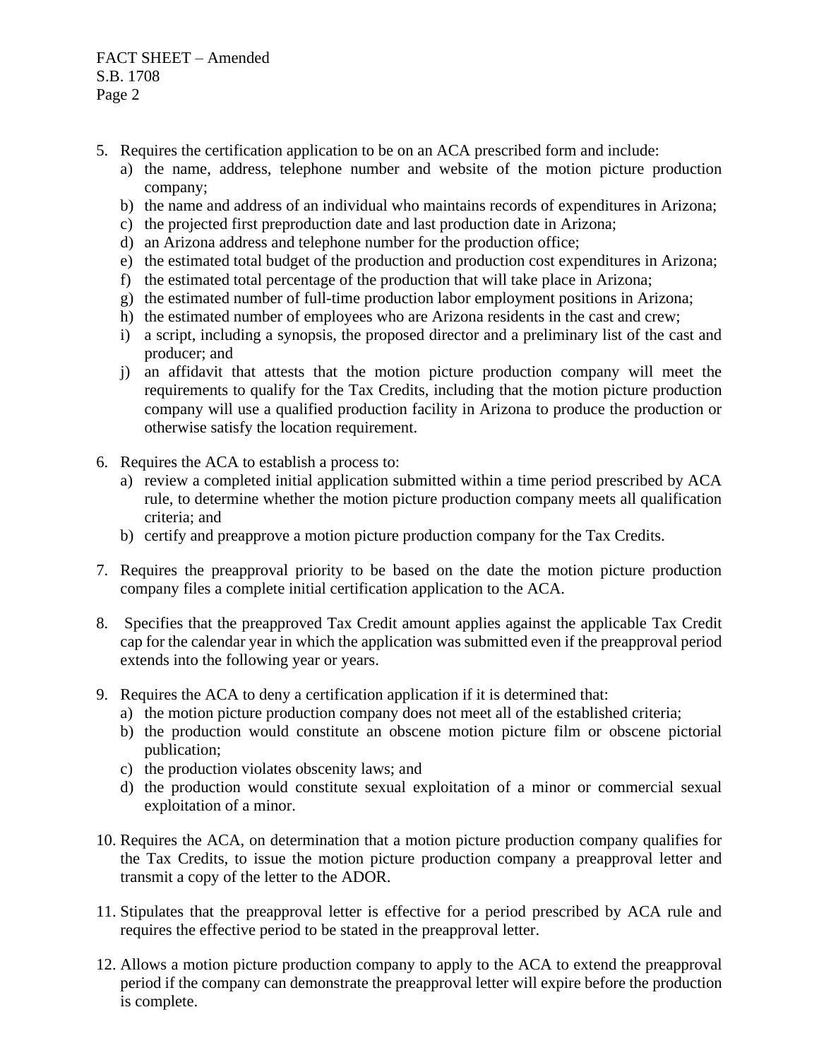5. Requires the certification application to be on an ACA prescribed form and include:
   a) the name, address, telephone number and website of the motion picture production company;
   b) the name and address of an individual who maintains records of expenditures in Arizona;
   c) the projected first preproduction date and last production date in Arizona;
   d) an Arizona address and telephone number for the production office;
   e) the estimated total budget of the production and production cost expenditures in Arizona;
   f) the estimated total percentage of the production that will take place in Arizona;
   g) the estimated number of full-time production labor employment positions in Arizona;
   h) the estimated number of employees who are Arizona residents in the cast and crew;
   i) a script, including a synopsis, the proposed director and a preliminary list of the cast and producer; and
   j) an affidavit that attests that the motion picture production company will meet the requirements to qualify for the Tax Credits, including that the motion picture production company will use a qualified production facility in Arizona to produce the production or otherwise satisfy the location requirement.

6. Requires the ACA to establish a process to:
   a) review a completed initial application submitted within a time period prescribed by ACA rule, to determine whether the motion picture production company meets all qualification criteria; and
   b) certify and preapprove a motion picture production company for the Tax Credits.

7. Requires the preapproval priority to be based on the date the motion picture production company files a complete initial certification application to the ACA.

8. Specifies that the preapproved Tax Credit amount applies against the applicable Tax Credit cap for the calendar year in which the application was submitted even if the preapproval period extends into the following year or years.

9. Requires the ACA to deny a certification application if it is determined that:
   a) the motion picture production company does not meet all of the established criteria;
   b) the production would constitute an obscene motion picture film or obscene pictorial publication;
   c) the production violates obscenity laws; and
   d) the production would constitute sexual exploitation of a minor or commercial sexual exploitation of a minor.

10. Requires the ACA, on determination that a motion picture production company qualifies for the Tax Credits, to issue the motion picture production company a preapproval letter and transmit a copy of the letter to the ADOR.

11. Stipulates that the preapproval letter is effective for a period prescribed by ACA rule and requires the effective period to be stated in the preapproval letter.

12. Allows a motion picture production company to apply to the ACA to extend the preapproval period if the company can demonstrate the preapproval letter will expire before the production is complete.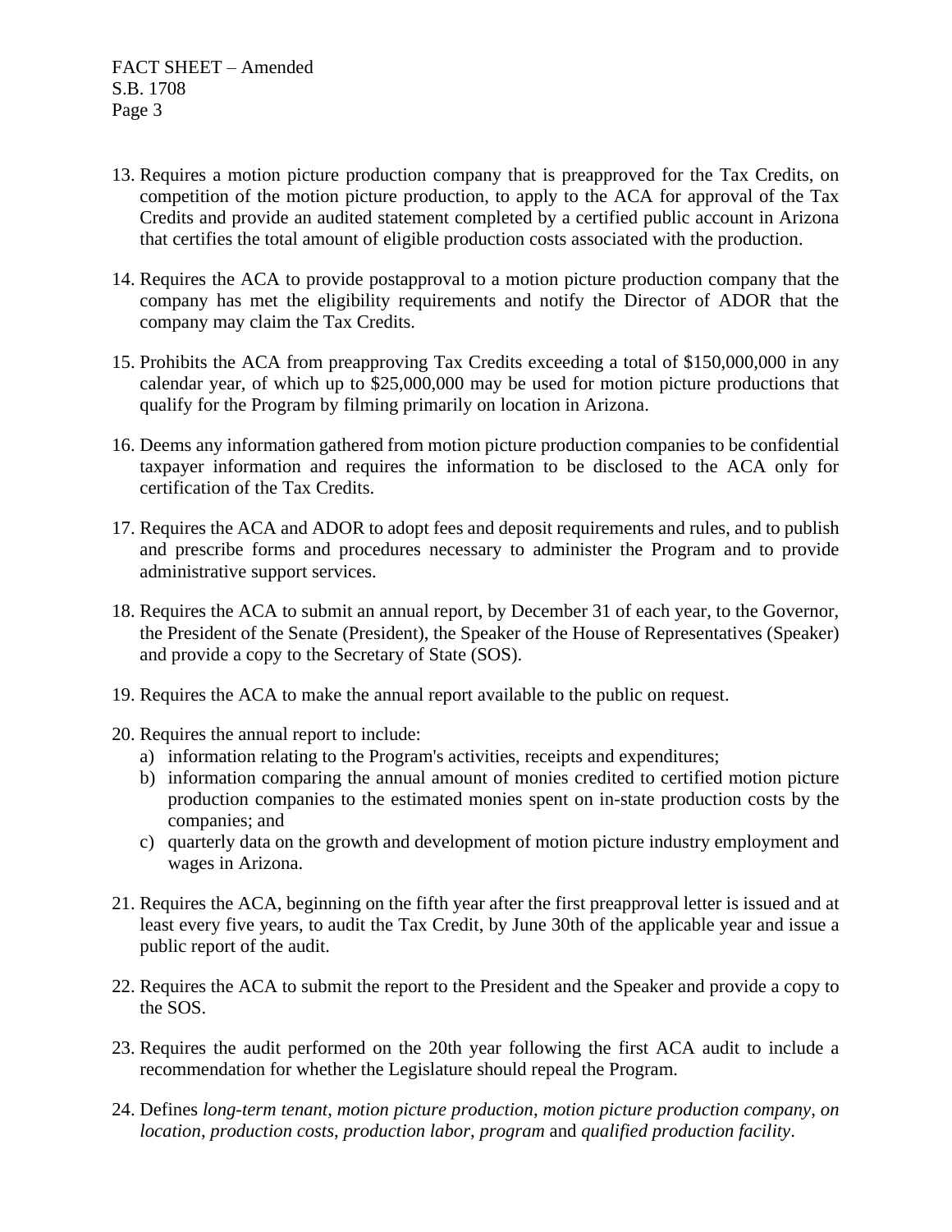13. Requires a motion picture production company that is preapproved for the Tax Credits, on competition of the motion picture production, to apply to the ACA for approval of the Tax Credits and provide an audited statement completed by a certified public account in Arizona that certifies the total amount of eligible production costs associated with the production.

14. Requires the ACA to provide postapproval to a motion picture production company that the company has met the eligibility requirements and notify the Director of ADOR that the company may claim the Tax Credits.

15. Prohibits the ACA from preapproving Tax Credits exceeding a total of $150,000,000 in any calendar year, of which up to $25,000,000 may be used for motion picture productions that qualify for the Program by filming primarily on location in Arizona.

16. Deems any information gathered from motion picture production companies to be confidential taxpayer information and requires the information to be disclosed to the ACA only for certification of the Tax Credits.

17. Requires the ACA and ADOR to adopt fees and deposit requirements and rules, and to publish and prescribe forms and procedures necessary to administer the Program and to provide administrative support services.

18. Requires the ACA to submit an annual report, by December 31 of each year, to the Governor, the President of the Senate (President), the Speaker of the House of Representatives (Speaker) and provide a copy to the Secretary of State (SOS).

19. Requires the ACA to make the annual report available to the public on request.

20. Requires the annual report to include:
    a) information relating to the Program's activities, receipts and expenditures;
    b) information comparing the annual amount of monies credited to certified motion picture production companies to the estimated monies spent on in-state production costs by the companies; and
    c) quarterly data on the growth and development of motion picture industry employment and wages in Arizona.

21. Requires the ACA, beginning on the fifth year after the first preapproval letter is issued and at least every five years, to audit the Tax Credit, by June 30th of the applicable year and issue a public report of the audit.

22. Requires the ACA to submit the report to the President and the Speaker and provide a copy to the SOS.

23. Requires the audit performed on the 20th year following the first ACA audit to include a recommendation for whether the Legislature should repeal the Program.

24. Defines *long-term tenant*, *motion picture production*, *motion picture production company*, *on location*, *production costs*, *production labor*, *program* and *qualified production facility*.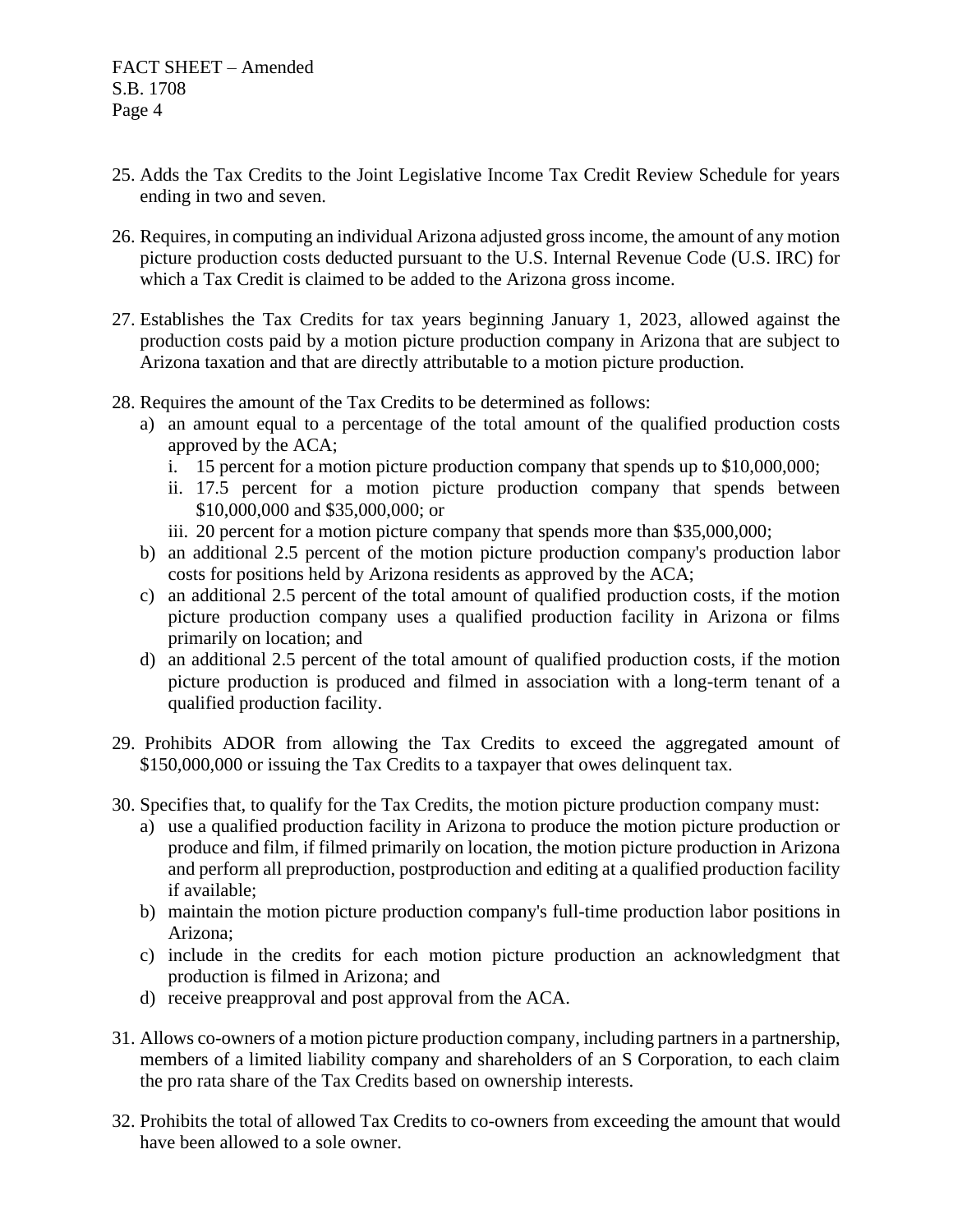25. Adds the Tax Credits to the Joint Legislative Income Tax Credit Review Schedule for years ending in two and seven.

26. Requires, in computing an individual Arizona adjusted gross income, the amount of any motion picture production costs deducted pursuant to the U.S. Internal Revenue Code (U.S. IRC) for which a Tax Credit is claimed to be added to the Arizona gross income.

27. Establishes the Tax Credits for tax years beginning January 1, 2023, allowed against the production costs paid by a motion picture production company in Arizona that are subject to Arizona taxation and that are directly attributable to a motion picture production.

28. Requires the amount of the Tax Credits to be determined as follows:
    a) an amount equal to a percentage of the total amount of the qualified production costs approved by the ACA;
       i. 15 percent for a motion picture production company that spends up to $10,000,000;
       ii. 17.5 percent for a motion picture production company that spends between $10,000,000 and $35,000,000; or
       iii. 20 percent for a motion picture company that spends more than $35,000,000;
    b) an additional 2.5 percent of the motion picture production company's production labor costs for positions held by Arizona residents as approved by the ACA;
    c) an additional 2.5 percent of the total amount of qualified production costs, if the motion picture production company uses a qualified production facility in Arizona or films primarily on location; and
    d) an additional 2.5 percent of the total amount of qualified production costs, if the motion picture production is produced and filmed in association with a long-term tenant of a qualified production facility.

29. Prohibits ADOR from allowing the Tax Credits to exceed the aggregated amount of $150,000,000 or issuing the Tax Credits to a taxpayer that owes delinquent tax.

30. Specifies that, to qualify for the Tax Credits, the motion picture production company must:
    a) use a qualified production facility in Arizona to produce the motion picture production or produce and film, if filmed primarily on location, the motion picture production in Arizona and perform all preproduction, postproduction and editing at a qualified production facility if available;
    b) maintain the motion picture production company's full-time production labor positions in Arizona;
    c) include in the credits for each motion picture production an acknowledgment that production is filmed in Arizona; and
    d) receive preapproval and post approval from the ACA.

31. Allows co-owners of a motion picture production company, including partners in a partnership, members of a limited liability company and shareholders of an S Corporation, to each claim the pro rata share of the Tax Credits based on ownership interests.

32. Prohibits the total of allowed Tax Credits to co-owners from exceeding the amount that would have been allowed to a sole owner.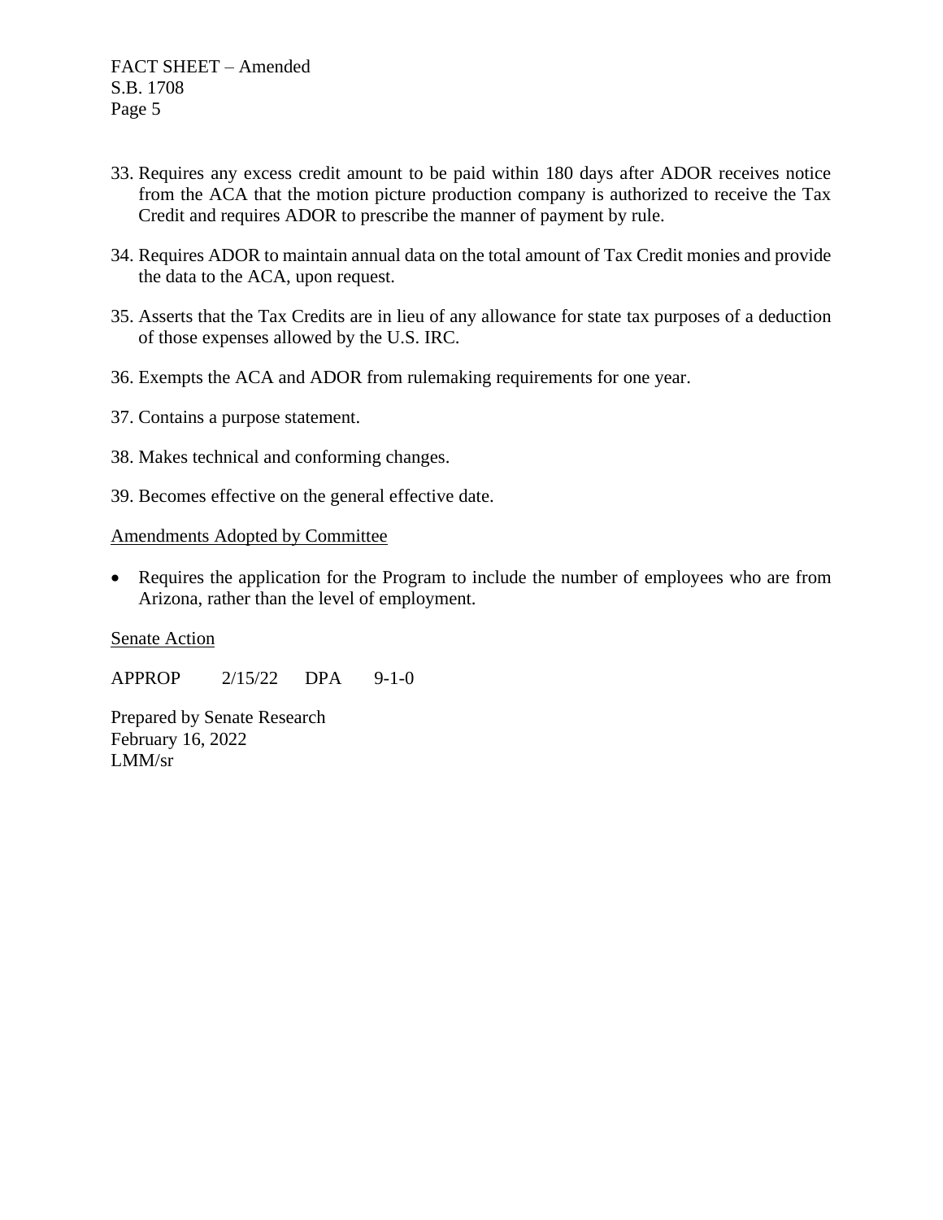33. Requires any excess credit amount to be paid within 180 days after ADOR receives notice from the ACA that the motion picture production company is authorized to receive the Tax Credit and requires ADOR to prescribe the manner of payment by rule.

34. Requires ADOR to maintain annual data on the total amount of Tax Credit monies and provide the data to the ACA, upon request.

35. Asserts that the Tax Credits are in lieu of any allowance for state tax purposes of a deduction of those expenses allowed by the U.S. IRC.

36. Exempts the ACA and ADOR from rulemaking requirements for one year.

37. Contains a purpose statement.

38. Makes technical and conforming changes.

39. Becomes effective on the general effective date.

<u>Amendments Adopted by Committee</u>

- Requires the application for the Program to include the number of employees who are from Arizona, rather than the level of employment.

<u>Senate Action</u>

APPROP 2/15/22 DPA 9-1-0

Prepared by Senate Research
February 16, 2022
LMM/sr